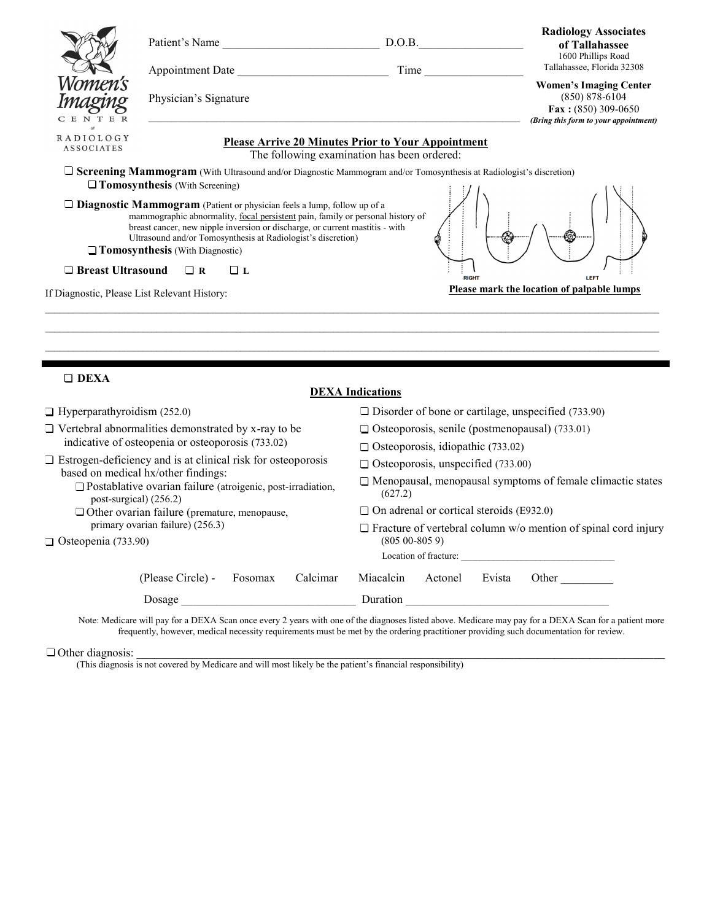**Women's Imaging CENTER** of RADIOLOGY ASSOCIATES

Patient's Name ___________________________ D.O.B.__________________

Appointment Date __________________________ Time _________________

Physician's Signature

_____________________________________________________________________

**Radiology Associates of Tallahassee**
1600 Phillips Road
Tallahassee, Florida 32308

**Women's Imaging Center**
(850) 878-6104
**Fax :** (850) 309-0650
*(Bring this form to your appointment)*

**Please Arrive 20 Minutes Prior to Your Appointment**

The following examination has been ordered:

- ❑ **Screening Mammogram** (With Ultrasound and/or Diagnostic Mammogram and/or Tomosynthesis at Radiologist's discretion)
  - ❑ **Tomosynthesis** (With Screening)
- ❑ **Diagnostic Mammogram** (Patient or physician feels a lump, follow up of a mammographic abnormality, focal persistent pain, family or personal history of breast cancer, new nipple inversion or discharge, or current mastitis - with Ultrasound and/or Tomosynthesis at Radiologist's discretion)
  - ❑ **Tomosynthesis** (With Diagnostic)
- ❑ **Breast Ultrasound** ❑ **R** ❑ **L**

RIGHT LEFT

**Please mark the location of palpable lumps**

If Diagnostic, Please List Relevant History:

_____________________________________________________________________

_____________________________________________________________________

_____________________________________________________________________

---

❑ **DEXA**

**DEXA Indications**

- ❑ Hyperparathyroidism (252.0)
- ❑ Vertebral abnormalities demonstrated by x-ray to be indicative of osteopenia or osteoporosis (733.02)
- ❑ Estrogen-deficiency and is at clinical risk for osteoporosis based on medical hx/other findings:
  - ❑ Postablative ovarian failure (atroigenic, post-irradiation, post-surgical) (256.2)
  - ❑ Other ovarian failure (premature, menopause, primary ovarian failure) (256.3)
- ❑ Osteopenia (733.90)
- ❑ Disorder of bone or cartilage, unspecified (733.90)
- ❑ Osteoporosis, senile (postmenopausal) (733.01)
- ❑ Osteoporosis, idiopathic (733.02)
- ❑ Osteoporosis, unspecified (733.00)
- ❑ Menopausal, menopausal symptoms of female climactic states (627.2)
- ❑ On adrenal or cortical steroids (E932.0)
- ❑ Fracture of vertebral column w/o mention of spinal cord injury (805 00-805 9)
  
  Location of fracture: ______________________________

(Please Circle) - Fosomax Calcimar Miacalcin Actonel Evista Other _________

Dosage ______________________________ Duration __________________________________

Note: Medicare will pay for a DEXA Scan once every 2 years with one of the diagnoses listed above. Medicare may pay for a DEXA Scan for a patient more frequently, however, medical necessity requirements must be met by the ordering practitioner providing such documentation for review.

❑ Other diagnosis: _____________________________________________________________________

(This diagnosis is not covered by Medicare and will most likely be the patient's financial responsibility)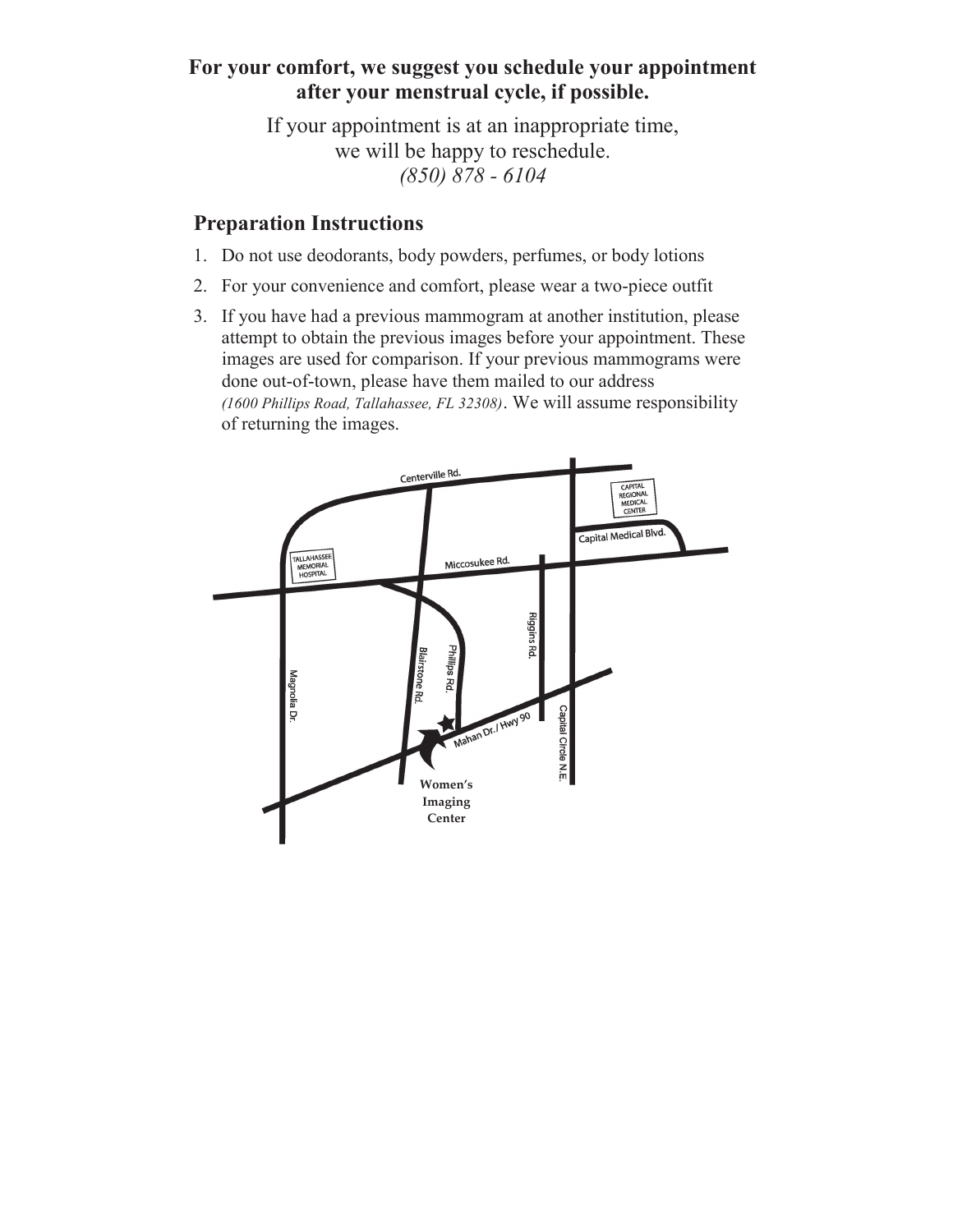**For your comfort, we suggest you schedule your appointment after your menstrual cycle, if possible.**

If your appointment is at an inappropriate time,
we will be happy to reschedule.
*(850) 878 - 6104*

## Preparation Instructions

1. Do not use deodorants, body powders, perfumes, or body lotions
2. For your convenience and comfort, please wear a two-piece outfit
3. If you have had a previous mammogram at another institution, please attempt to obtain the previous images before your appointment. These images are used for comparison. If your previous mammograms were done out-of-town, please have them mailed to our address *(1600 Phillips Road, Tallahassee, FL 32308)*. We will assume responsibility of returning the images.

Centerville Rd.
CAPITAL REGIONAL MEDICAL CENTER
Capital Medical Blvd.
TALLAHASSEE MEMORIAL HOSPITAL
Miccosukee Rd.
Riggins Rd.
Phillips Rd.
Blairstone Rd.
Magnolia Dr.
Mahan Dr. / Hwy 90
Capital Circle N.E.
Women's Imaging Center